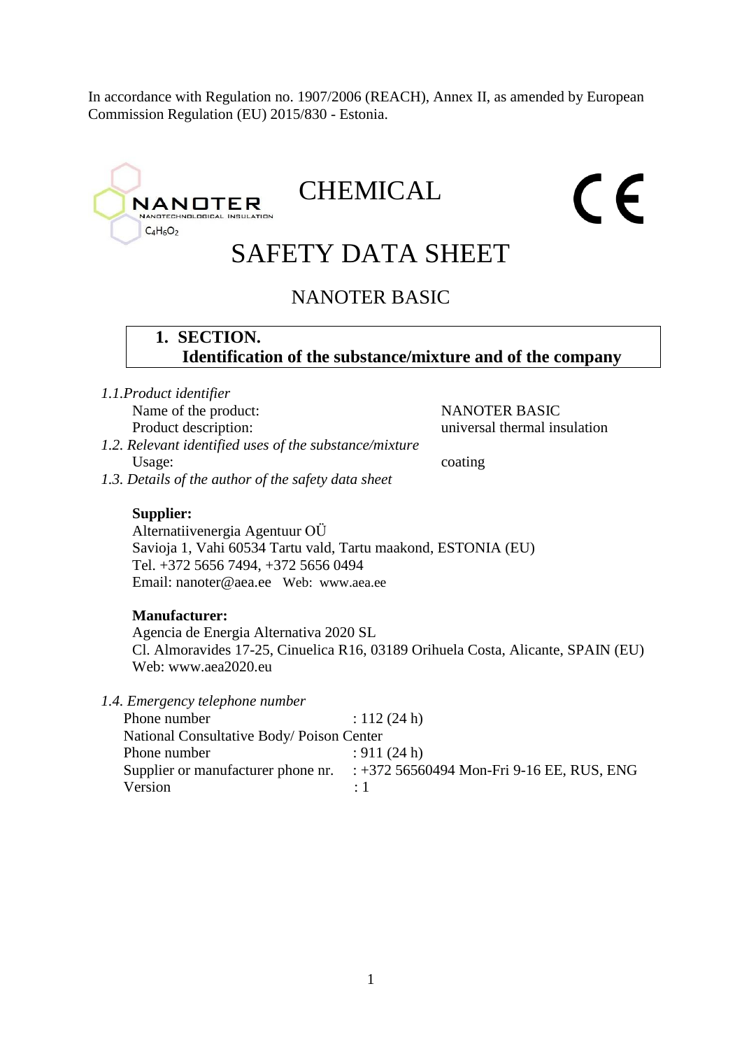In accordance with Regulation no. 1907/2006 (REACH), Annex II, as amended by European Commission Regulation (EU) 2015/830 - Estonia.

NANOTER
NANOTECHNOLOGICAL INSULATION
$C_4H_6O_2$

# CHEMICAL SAFETY DATA SHEET

CE

## NANOTER BASIC

## 1. SECTION. Identification of the substance/mixture and of the company

*1.1.Product identifier*

| | |
|---|---|
| Name of the product: | NANOTER BASIC |
| Product description: | universal thermal insulation |

*1.2. Relevant identified uses of the substance/mixture*

| | |
|---|---|
| Usage: | coating |

*1.3. Details of the author of the safety data sheet*

**Supplier:**
Alternatiivenergia Agentuur OÜ
Savioja 1, Vahi 60534 Tartu vald, Tartu maakond, ESTONIA (EU)
Tel. +372 5656 7494, +372 5656 0494
Email: nanoter@aea.ee Web: www.aea.ee

**Manufacturer:**
Agencia de Energia Alternativa 2020 SL
Cl. Almoravides 17-25, Cinuelica R16, 03189 Orihuela Costa, Alicante, SPAIN (EU)
Web: www.aea2020.eu

*1.4. Emergency telephone number*

Phone number : 112 (24 h)
National Consultative Body/ Poison Center
Phone number : 911 (24 h)
Supplier or manufacturer phone nr. : +372 56560494 Mon-Fri 9-16 EE, RUS, ENG
Version : 1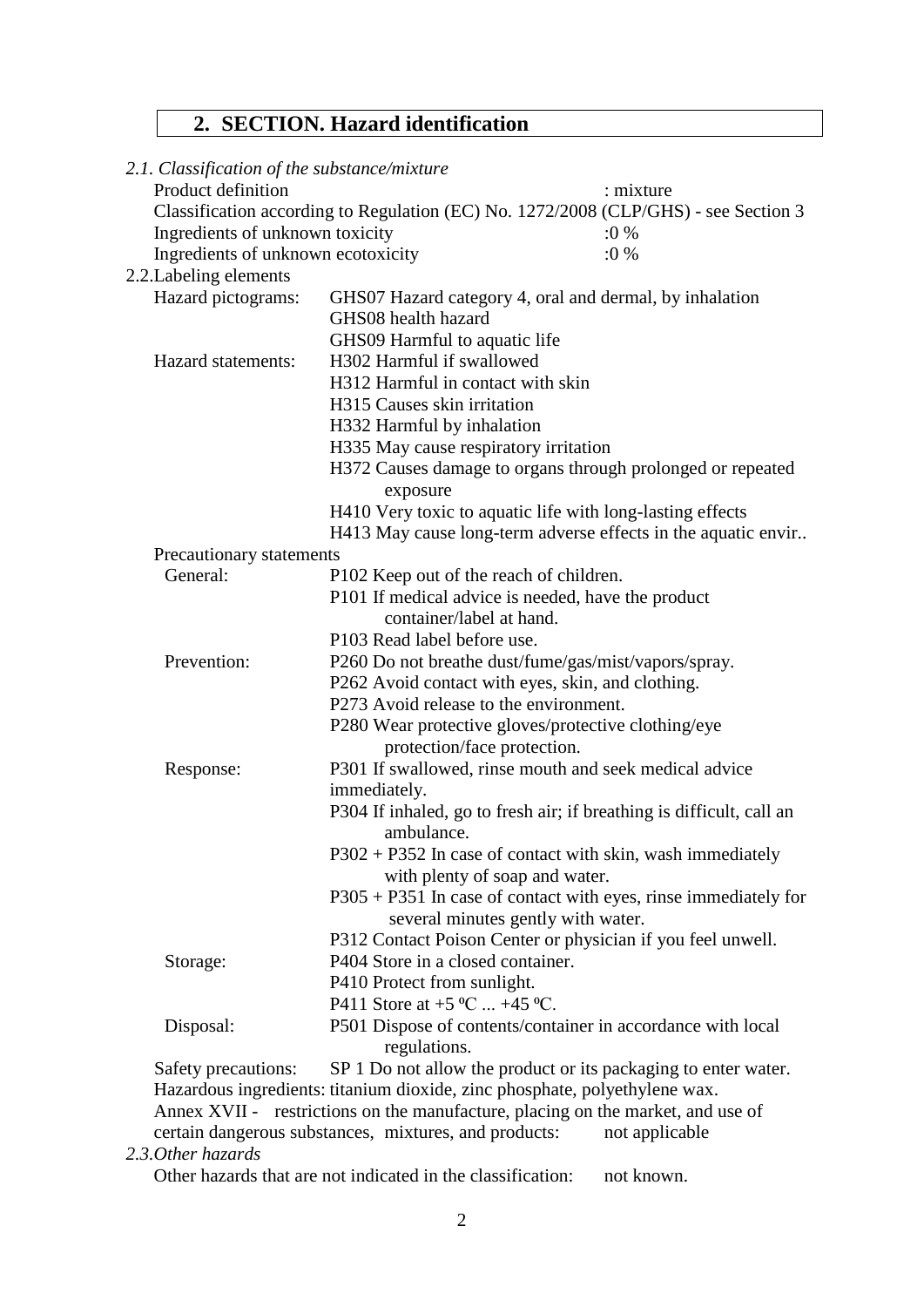## 2. SECTION. Hazard identification

*2.1. Classification of the substance/mixture*

Product definition : mixture

Classification according to Regulation (EC) No. 1272/2008 (CLP/GHS) - see Section 3

Ingredients of unknown toxicity :0 %

Ingredients of unknown ecotoxicity :0 %

2.2.Labeling elements

Hazard pictograms:
- GHS07 Hazard category 4, oral and dermal, by inhalation
- GHS08 health hazard
- GHS09 Harmful to aquatic life

Hazard statements:
- H302 Harmful if swallowed
- H312 Harmful in contact with skin
- H315 Causes skin irritation
- H332 Harmful by inhalation
- H335 May cause respiratory irritation
- H372 Causes damage to organs through prolonged or repeated exposure
- H410 Very toxic to aquatic life with long-lasting effects
- H413 May cause long-term adverse effects in the aquatic envir..

Precautionary statements

General:
- P102 Keep out of the reach of children.
- P101 If medical advice is needed, have the product container/label at hand.
- P103 Read label before use.

Prevention:
- P260 Do not breathe dust/fume/gas/mist/vapors/spray.
- P262 Avoid contact with eyes, skin, and clothing.
- P273 Avoid release to the environment.
- P280 Wear protective gloves/protective clothing/eye protection/face protection.

Response:
- P301 If swallowed, rinse mouth and seek medical advice immediately.
- P304 If inhaled, go to fresh air; if breathing is difficult, call an ambulance.
- P302 + P352 In case of contact with skin, wash immediately with plenty of soap and water.
- P305 + P351 In case of contact with eyes, rinse immediately for several minutes gently with water.
- P312 Contact Poison Center or physician if you feel unwell.

Storage:
- P404 Store in a closed container.
- P410 Protect from sunlight.
- P411 Store at +5 ºC ... +45 ºC.

Disposal:
- P501 Dispose of contents/container in accordance with local regulations.

Safety precautions: SP 1 Do not allow the product or its packaging to enter water.

Hazardous ingredients: titanium dioxide, zinc phosphate, polyethylene wax.

Annex XVII - restrictions on the manufacture, placing on the market, and use of certain dangerous substances, mixtures, and products: not applicable

*2.3.Other hazards*

Other hazards that are not indicated in the classification: not known.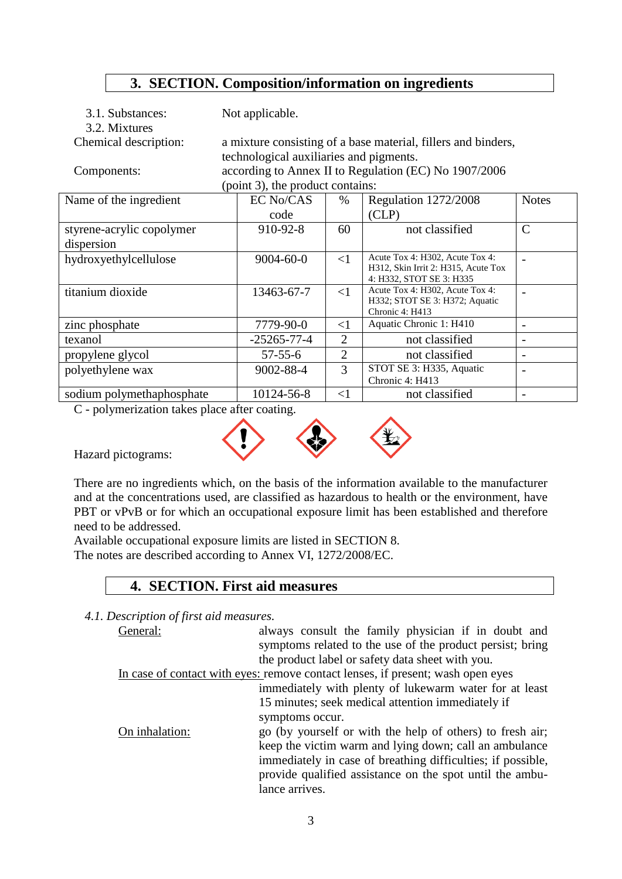## 3. SECTION. Composition/information on ingredients

3.1. Substances: Not applicable.

3.2. Mixtures

Chemical description: a mixture consisting of a base material, fillers and binders, technological auxiliaries and pigments.

Components: according to Annex II to Regulation (EC) No 1907/2006 (point 3), the product contains:

| Name of the ingredient | EC No/CAS code | % | Regulation 1272/2008 (CLP) | Notes |
|---|---|---|---|---|
| styrene-acrylic copolymer dispersion | 910-92-8 | 60 | not classified | C |
| hydroxyethylcellulose | 9004-60-0 | <1 | Acute Tox 4: H302, Acute Tox 4: H312, Skin Irrit 2: H315, Acute Tox 4: H332, STOT SE 3: H335 | - |
| titanium dioxide | 13463-67-7 | <1 | Acute Tox 4: H302, Acute Tox 4: H332; STOT SE 3: H372; Aquatic Chronic 4: H413 | - |
| zinc phosphate | 7779-90-0 | <1 | Aquatic Chronic 1: H410 | - |
| texanol | -25265-77-4 | 2 | not classified | - |
| propylene glycol | 57-55-6 | 2 | not classified | - |
| polyethylene wax | 9002-88-4 | 3 | STOT SE 3: H335, Aquatic Chronic 4: H413 | - |
| sodium polymethaphosphate | 10124-56-8 | <1 | not classified | - |

C - polymerization takes place after coating.

Hazard pictograms:

There are no ingredients which, on the basis of the information available to the manufacturer and at the concentrations used, are classified as hazardous to health or the environment, have PBT or vPvB or for which an occupational exposure limit has been established and therefore need to be addressed.

Available occupational exposure limits are listed in SECTION 8.

The notes are described according to Annex VI, 1272/2008/EC.

## 4. SECTION. First aid measures

*4.1. Description of first aid measures.*

General: always consult the family physician if in doubt and symptoms related to the use of the product persist; bring the product label or safety data sheet with you.

In case of contact with eyes: remove contact lenses, if present; wash open eyes immediately with plenty of lukewarm water for at least 15 minutes; seek medical attention immediately if symptoms occur.

On inhalation: go (by yourself or with the help of others) to fresh air; keep the victim warm and lying down; call an ambulance immediately in case of breathing difficulties; if possible, provide qualified assistance on the spot until the ambulance arrives.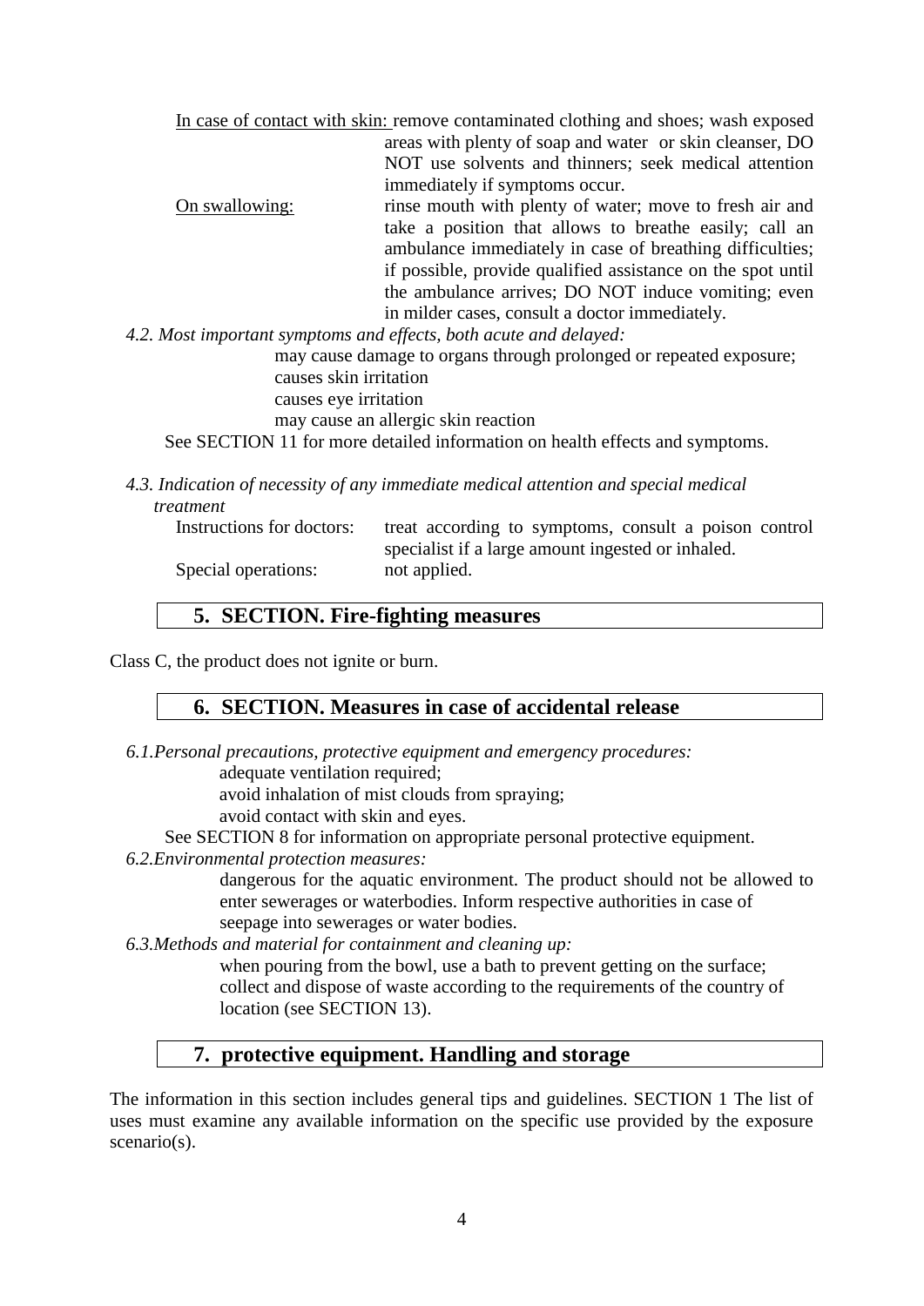In case of contact with skin: remove contaminated clothing and shoes; wash exposed areas with plenty of soap and water or skin cleanser, DO NOT use solvents and thinners; seek medical attention immediately if symptoms occur.

On swallowing: rinse mouth with plenty of water; move to fresh air and take a position that allows to breathe easily; call an ambulance immediately in case of breathing difficulties; if possible, provide qualified assistance on the spot until the ambulance arrives; DO NOT induce vomiting; even in milder cases, consult a doctor immediately.

*4.2. Most important symptoms and effects, both acute and delayed:*

may cause damage to organs through prolonged or repeated exposure;
causes skin irritation
causes eye irritation
may cause an allergic skin reaction

See SECTION 11 for more detailed information on health effects and symptoms.

*4.3. Indication of necessity of any immediate medical attention and special medical treatment*

Instructions for doctors: treat according to symptoms, consult a poison control specialist if a large amount ingested or inhaled.

Special operations: not applied.

## 5. SECTION. Fire-fighting measures

Class C, the product does not ignite or burn.

## 6. SECTION. Measures in case of accidental release

*6.1.Personal precautions, protective equipment and emergency procedures:*

adequate ventilation required;
avoid inhalation of mist clouds from spraying;
avoid contact with skin and eyes.

See SECTION 8 for information on appropriate personal protective equipment.

*6.2.Environmental protection measures:*

dangerous for the aquatic environment. The product should not be allowed to enter sewerages or waterbodies. Inform respective authorities in case of seepage into sewerages or water bodies.

*6.3.Methods and material for containment and cleaning up:*

when pouring from the bowl, use a bath to prevent getting on the surface;
collect and dispose of waste according to the requirements of the country of location (see SECTION 13).

## 7. protective equipment. Handling and storage

The information in this section includes general tips and guidelines. SECTION 1 The list of uses must examine any available information on the specific use provided by the exposure scenario(s).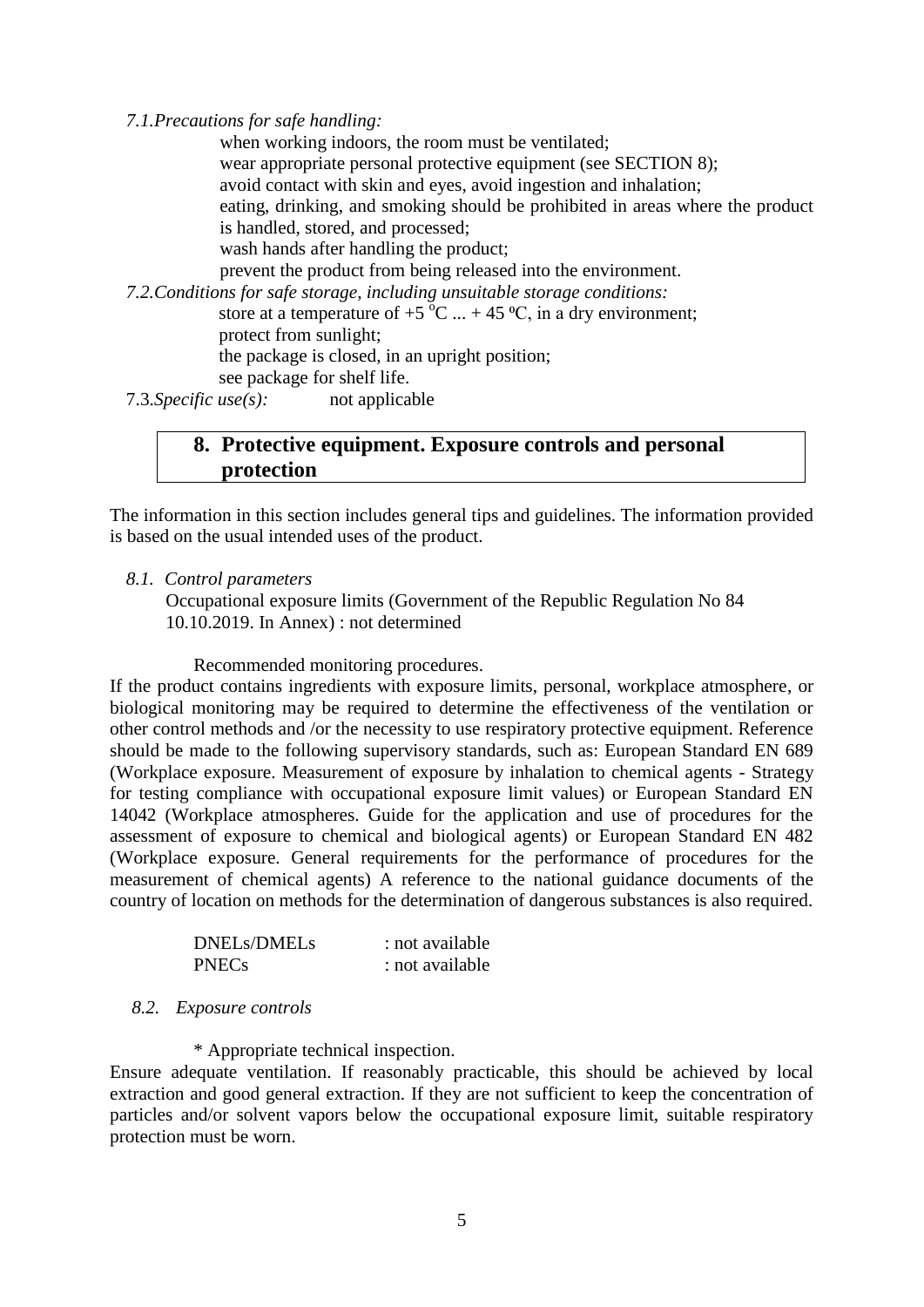*7.1.Precautions for safe handling:*

when working indoors, the room must be ventilated;
wear appropriate personal protective equipment (see SECTION 8);
avoid contact with skin and eyes, avoid ingestion and inhalation;
eating, drinking, and smoking should be prohibited in areas where the product is handled, stored, and processed;
wash hands after handling the product;
prevent the product from being released into the environment.

*7.2.Conditions for safe storage, including unsuitable storage conditions:*

store at a temperature of +5 $^{0}$C ... + 45 ºC, in a dry environment;
protect from sunlight;
the package is closed, in an upright position;
see package for shelf life.

7.3.*Specific use(s):* not applicable

## 8. Protective equipment. Exposure controls and personal protection

The information in this section includes general tips and guidelines. The information provided is based on the usual intended uses of the product.

*8.1. Control parameters*

Occupational exposure limits (Government of the Republic Regulation No 84 10.10.2019. In Annex) : not determined

Recommended monitoring procedures.

If the product contains ingredients with exposure limits, personal, workplace atmosphere, or biological monitoring may be required to determine the effectiveness of the ventilation or other control methods and /or the necessity to use respiratory protective equipment. Reference should be made to the following supervisory standards, such as: European Standard EN 689 (Workplace exposure. Measurement of exposure by inhalation to chemical agents - Strategy for testing compliance with occupational exposure limit values) or European Standard EN 14042 (Workplace atmospheres. Guide for the application and use of procedures for the assessment of exposure to chemical and biological agents) or European Standard EN 482 (Workplace exposure. General requirements for the performance of procedures for the measurement of chemical agents) A reference to the national guidance documents of the country of location on methods for the determination of dangerous substances is also required.

DNELs/DMELs : not available
PNECs : not available

*8.2. Exposure controls*

* Appropriate technical inspection.

Ensure adequate ventilation. If reasonably practicable, this should be achieved by local extraction and good general extraction. If they are not sufficient to keep the concentration of particles and/or solvent vapors below the occupational exposure limit, suitable respiratory protection must be worn.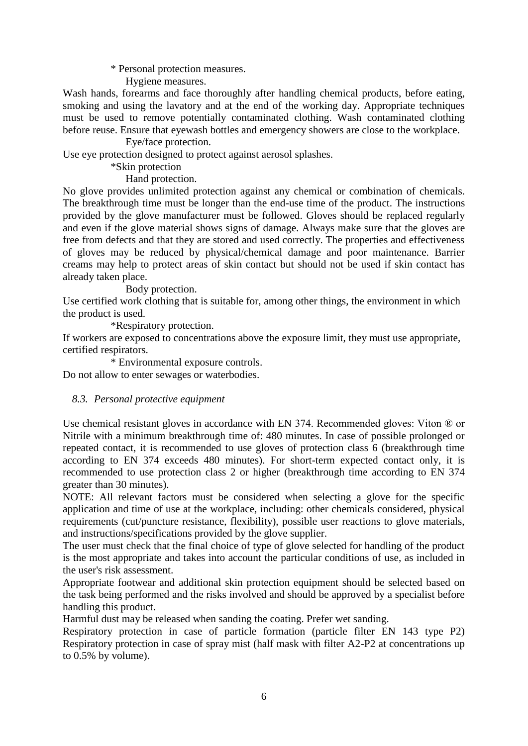\* Personal protection measures.

Hygiene measures.

Wash hands, forearms and face thoroughly after handling chemical products, before eating, smoking and using the lavatory and at the end of the working day. Appropriate techniques must be used to remove potentially contaminated clothing. Wash contaminated clothing before reuse. Ensure that eyewash bottles and emergency showers are close to the workplace.

Eye/face protection.

Use eye protection designed to protect against aerosol splashes.

\*Skin protection

Hand protection.

No glove provides unlimited protection against any chemical or combination of chemicals. The breakthrough time must be longer than the end-use time of the product. The instructions provided by the glove manufacturer must be followed. Gloves should be replaced regularly and even if the glove material shows signs of damage. Always make sure that the gloves are free from defects and that they are stored and used correctly. The properties and effectiveness of gloves may be reduced by physical/chemical damage and poor maintenance. Barrier creams may help to protect areas of skin contact but should not be used if skin contact has already taken place.

Body protection.

Use certified work clothing that is suitable for, among other things, the environment in which the product is used.

\*Respiratory protection.

If workers are exposed to concentrations above the exposure limit, they must use appropriate, certified respirators.

\* Environmental exposure controls.

Do not allow to enter sewages or waterbodies.

### *8.3. Personal protective equipment*

Use chemical resistant gloves in accordance with EN 374. Recommended gloves: Viton ® or Nitrile with a minimum breakthrough time of: 480 minutes. In case of possible prolonged or repeated contact, it is recommended to use gloves of protection class 6 (breakthrough time according to EN 374 exceeds 480 minutes). For short-term expected contact only, it is recommended to use protection class 2 or higher (breakthrough time according to EN 374 greater than 30 minutes).

NOTE: All relevant factors must be considered when selecting a glove for the specific application and time of use at the workplace, including: other chemicals considered, physical requirements (cut/puncture resistance, flexibility), possible user reactions to glove materials, and instructions/specifications provided by the glove supplier.

The user must check that the final choice of type of glove selected for handling of the product is the most appropriate and takes into account the particular conditions of use, as included in the user's risk assessment.

Appropriate footwear and additional skin protection equipment should be selected based on the task being performed and the risks involved and should be approved by a specialist before handling this product.

Harmful dust may be released when sanding the coating. Prefer wet sanding.

Respiratory protection in case of particle formation (particle filter EN 143 type P2) Respiratory protection in case of spray mist (half mask with filter A2-P2 at concentrations up to 0.5% by volume).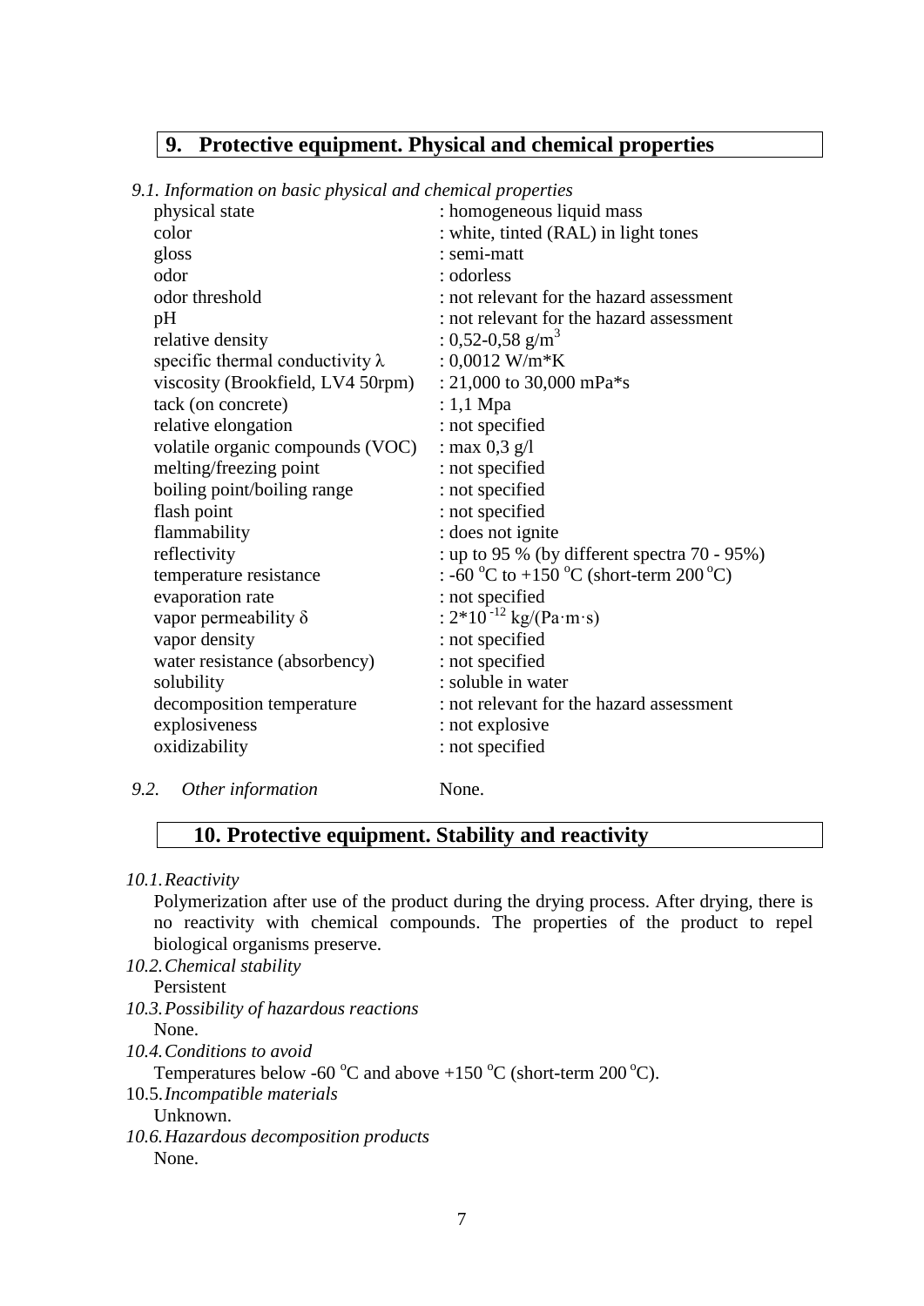## 9. Protective equipment. Physical and chemical properties

*9.1. Information on basic physical and chemical properties*

| | |
|---|---|
| physical state | : homogeneous liquid mass |
| color | : white, tinted (RAL) in light tones |
| gloss | : semi-matt |
| odor | : odorless |
| odor threshold | : not relevant for the hazard assessment |
| pH | : not relevant for the hazard assessment |
| relative density | : 0,52-0,58 g/m$^3$ |
| specific thermal conductivity $\lambda$ | : 0,0012 W/m*K |
| viscosity (Brookfield, LV4 50rpm) | : 21,000 to 30,000 mPa*s |
| tack (on concrete) | : 1,1 Mpa |
| relative elongation | : not specified |
| volatile organic compounds (VOC) | : max 0,3 g/l |
| melting/freezing point | : not specified |
| boiling point/boiling range | : not specified |
| flash point | : not specified |
| flammability | : does not ignite |
| reflectivity | : up to 95 % (by different spectra 70 - 95%) |
| temperature resistance | : -60 $^o$C to +150 $^o$C (short-term 200 $^o$C) |
| evaporation rate | : not specified |
| vapor permeability $\delta$ | : $2*10^{-12}$ kg/(Pa·m·s) |
| vapor density | : not specified |
| water resistance (absorbency) | : not specified |
| solubility | : soluble in water |
| decomposition temperature | : not relevant for the hazard assessment |
| explosiveness | : not explosive |
| oxidizability | : not specified |

*9.2. Other information* None.

## 10. Protective equipment. Stability and reactivity

*10.1. Reactivity*

Polymerization after use of the product during the drying process. After drying, there is no reactivity with chemical compounds. The properties of the product to repel biological organisms preserve.

*10.2. Chemical stability*

Persistent

*10.3. Possibility of hazardous reactions*

None.

*10.4. Conditions to avoid*

Temperatures below -60 $^o$C and above +150 $^o$C (short-term 200 $^o$C).

10.5. *Incompatible materials*

Unknown.

*10.6. Hazardous decomposition products*

None.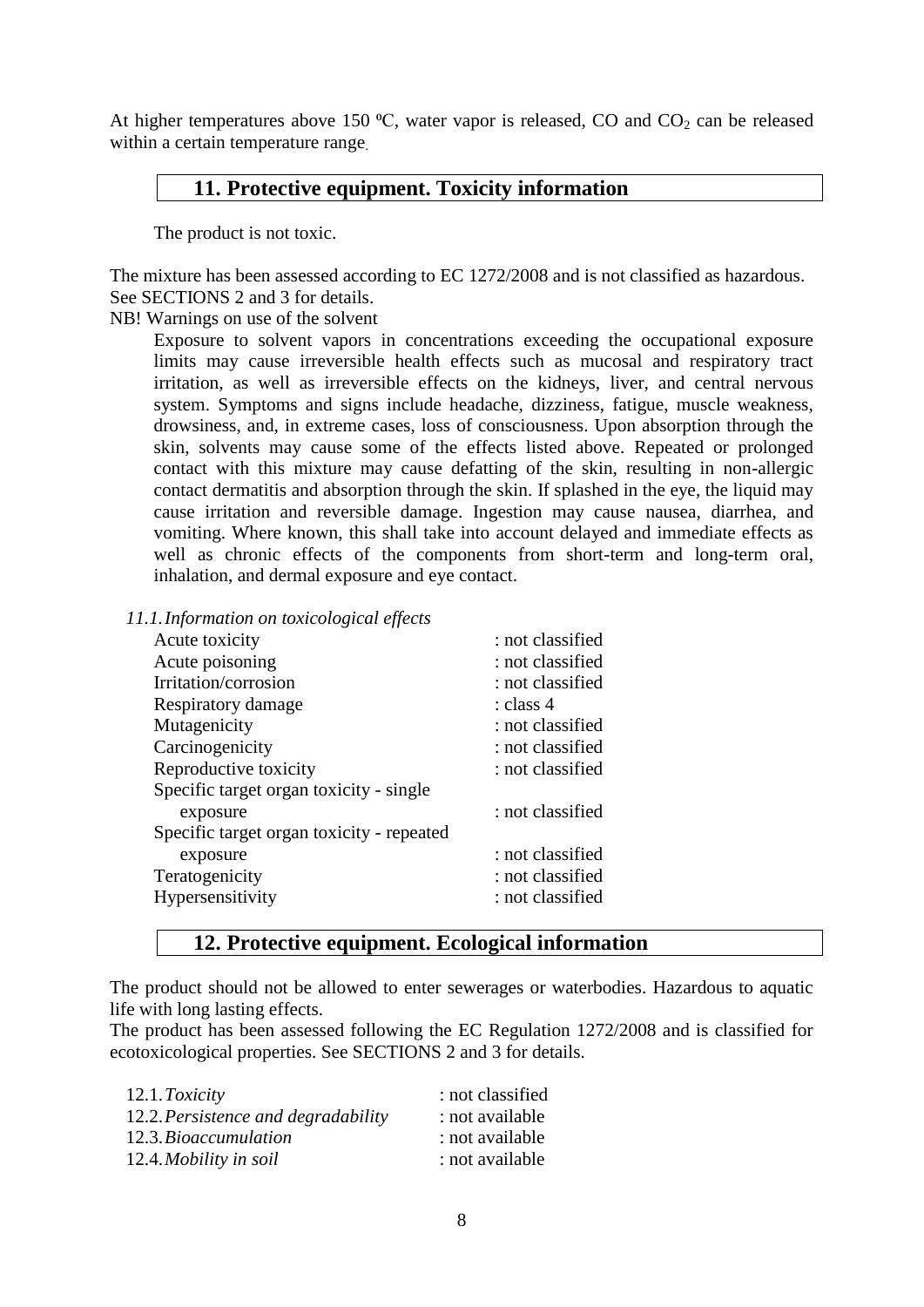At higher temperatures above 150 ºC, water vapor is released, CO and $CO_2$ can be released within a certain temperature range.

## 11. Protective equipment. Toxicity information

The product is not toxic.

The mixture has been assessed according to EC 1272/2008 and is not classified as hazardous. See SECTIONS 2 and 3 for details.

NB! Warnings on use of the solvent

Exposure to solvent vapors in concentrations exceeding the occupational exposure limits may cause irreversible health effects such as mucosal and respiratory tract irritation, as well as irreversible effects on the kidneys, liver, and central nervous system. Symptoms and signs include headache, dizziness, fatigue, muscle weakness, drowsiness, and, in extreme cases, loss of consciousness. Upon absorption through the skin, solvents may cause some of the effects listed above. Repeated or prolonged contact with this mixture may cause defatting of the skin, resulting in non-allergic contact dermatitis and absorption through the skin. If splashed in the eye, the liquid may cause irritation and reversible damage. Ingestion may cause nausea, diarrhea, and vomiting. Where known, this shall take into account delayed and immediate effects as well as chronic effects of the components from short-term and long-term oral, inhalation, and dermal exposure and eye contact.

*11.1. Information on toxicological effects*

| | |
|---|---|
| Acute toxicity | : not classified |
| Acute poisoning | : not classified |
| Irritation/corrosion | : not classified |
| Respiratory damage | : class 4 |
| Mutagenicity | : not classified |
| Carcinogenicity | : not classified |
| Reproductive toxicity | : not classified |
| Specific target organ toxicity - single exposure | : not classified |
| Specific target organ toxicity - repeated exposure | : not classified |
| Teratogenicity | : not classified |
| Hypersensitivity | : not classified |

## 12. Protective equipment. Ecological information

The product should not be allowed to enter sewerages or waterbodies. Hazardous to aquatic life with long lasting effects.

The product has been assessed following the EC Regulation 1272/2008 and is classified for ecotoxicological properties. See SECTIONS 2 and 3 for details.

| | |
|---|---|
| 12.1. *Toxicity* | : not classified |
| 12.2. *Persistence and degradability* | : not available |
| 12.3. *Bioaccumulation* | : not available |
| 12.4. *Mobility in soil* | : not available |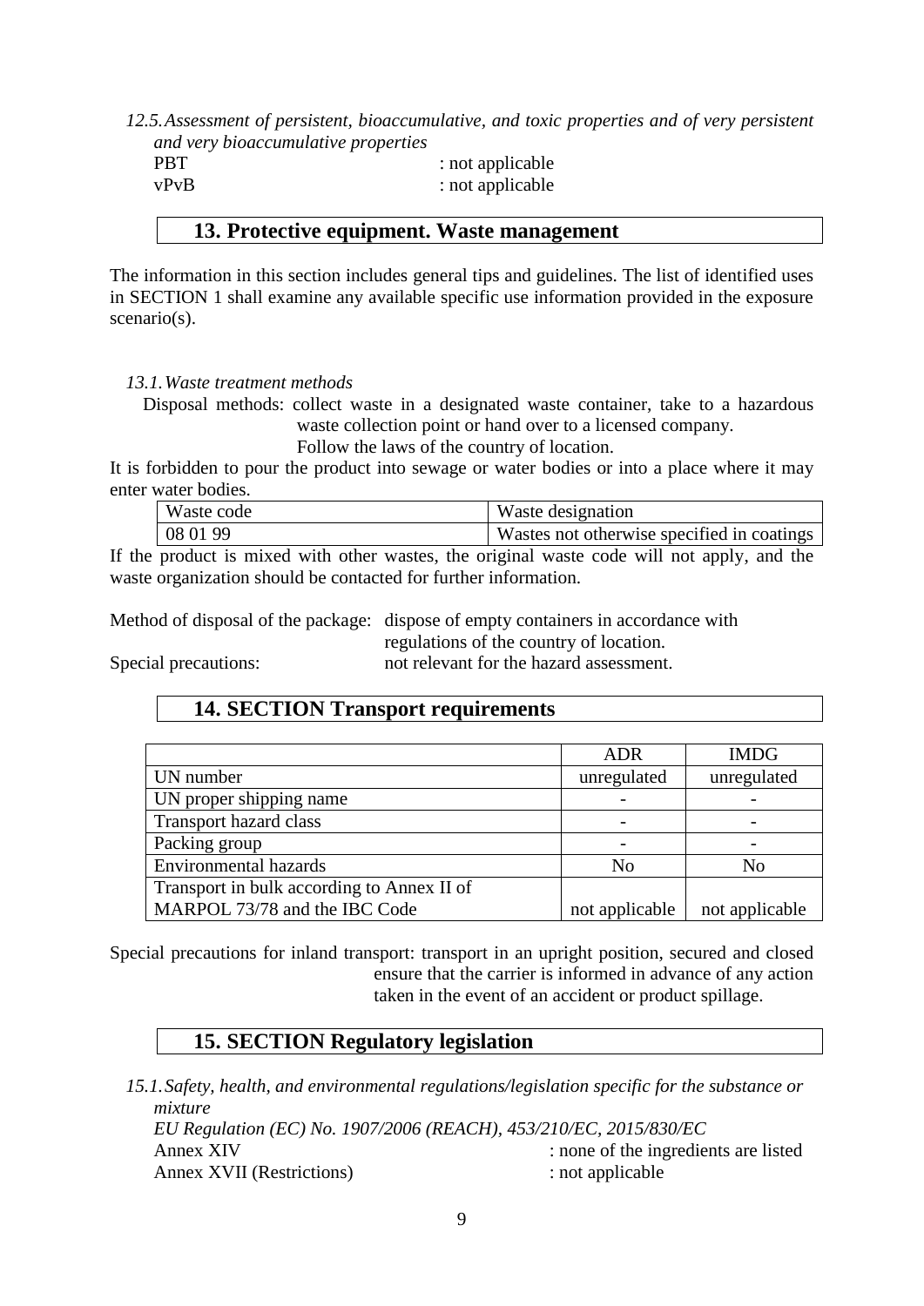*12.5. Assessment of persistent, bioaccumulative, and toxic properties and of very persistent and very bioaccumulative properties*

PBT : not applicable
vPvB : not applicable

## 13. Protective equipment. Waste management

The information in this section includes general tips and guidelines. The list of identified uses in SECTION 1 shall examine any available specific use information provided in the exposure scenario(s).

*13.1. Waste treatment methods*

Disposal methods: collect waste in a designated waste container, take to a hazardous waste collection point or hand over to a licensed company.
Follow the laws of the country of location.

It is forbidden to pour the product into sewage or water bodies or into a place where it may enter water bodies.

| Waste code | Waste designation |
|---|---|
| 08 01 99 | Wastes not otherwise specified in coatings |

If the product is mixed with other wastes, the original waste code will not apply, and the waste organization should be contacted for further information.

Method of disposal of the package: dispose of empty containers in accordance with regulations of the country of location.
Special precautions: not relevant for the hazard assessment.

## 14. SECTION Transport requirements

| | ADR | IMDG |
|---|---|---|
| UN number | unregulated | unregulated |
| UN proper shipping name | - | - |
| Transport hazard class | - | - |
| Packing group | - | - |
| Environmental hazards | No | No |
| Transport in bulk according to Annex II of MARPOL 73/78 and the IBC Code | not applicable | not applicable |

Special precautions for inland transport: transport in an upright position, secured and closed ensure that the carrier is informed in advance of any action taken in the event of an accident or product spillage.

## 15. SECTION Regulatory legislation

*15.1. Safety, health, and environmental regulations/legislation specific for the substance or mixture*

*EU Regulation (EC) No. 1907/2006 (REACH), 453/210/EC, 2015/830/EC*

Annex XIV : none of the ingredients are listed
Annex XVII (Restrictions) : not applicable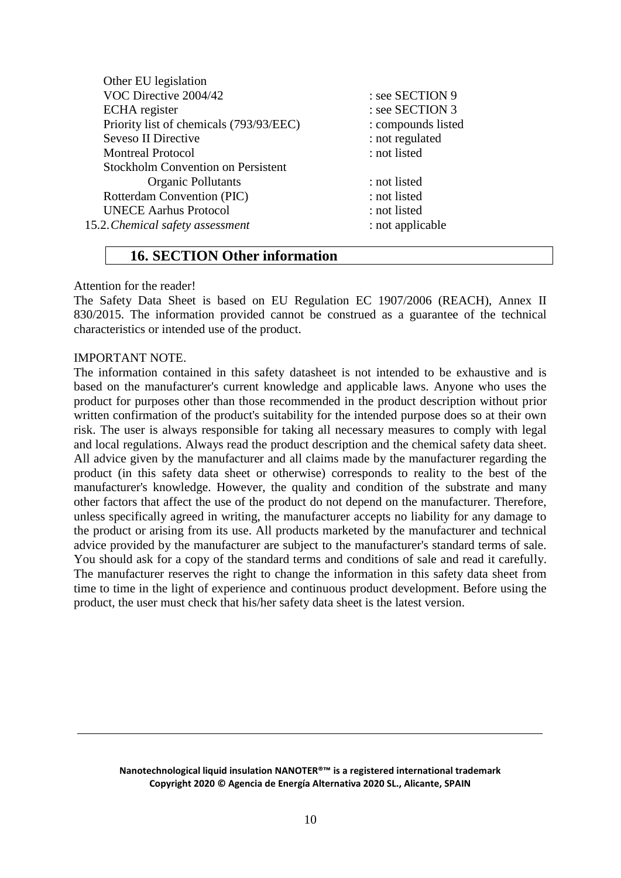Other EU legislation

| | |
|---|---|
| VOC Directive 2004/42 | : see SECTION 9 |
| ECHA register | : see SECTION 3 |
| Priority list of chemicals (793/93/EEC) | : compounds listed |
| Seveso II Directive | : not regulated |
| Montreal Protocol | : not listed |
| Stockholm Convention on Persistent Organic Pollutants | : not listed |
| Rotterdam Convention (PIC) | : not listed |
| UNECE Aarhus Protocol | : not listed |
| 15.2. *Chemical safety assessment* | : not applicable |

## 16. SECTION Other information

Attention for the reader!

The Safety Data Sheet is based on EU Regulation EC 1907/2006 (REACH), Annex II 830/2015. The information provided cannot be construed as a guarantee of the technical characteristics or intended use of the product.

IMPORTANT NOTE.

The information contained in this safety datasheet is not intended to be exhaustive and is based on the manufacturer's current knowledge and applicable laws. Anyone who uses the product for purposes other than those recommended in the product description without prior written confirmation of the product's suitability for the intended purpose does so at their own risk. The user is always responsible for taking all necessary measures to comply with legal and local regulations. Always read the product description and the chemical safety data sheet. All advice given by the manufacturer and all claims made by the manufacturer regarding the product (in this safety data sheet or otherwise) corresponds to reality to the best of the manufacturer's knowledge. However, the quality and condition of the substrate and many other factors that affect the use of the product do not depend on the manufacturer. Therefore, unless specifically agreed in writing, the manufacturer accepts no liability for any damage to the product or arising from its use. All products marketed by the manufacturer and technical advice provided by the manufacturer are subject to the manufacturer's standard terms of sale. You should ask for a copy of the standard terms and conditions of sale and read it carefully. The manufacturer reserves the right to change the information in this safety data sheet from time to time in the light of experience and continuous product development. Before using the product, the user must check that his/her safety data sheet is the latest version.